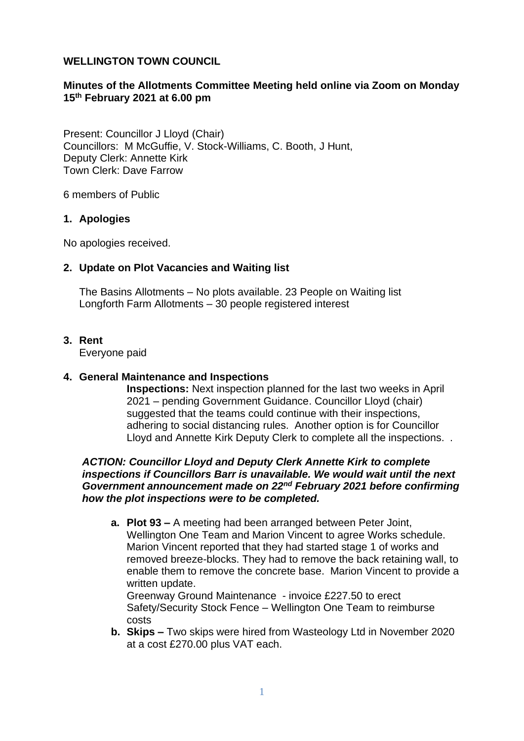**WELLINGTON TOWN COUNCIL**

**Minutes of the Allotments Committee Meeting held online via Zoom on Monday 15th February 2021 at 6.00 pm**

Present: Councillor J Lloyd (Chair)
Councillors: M McGuffie, V. Stock-Williams, C. Booth, J Hunt,
Deputy Clerk: Annette Kirk
Town Clerk: Dave Farrow

6 members of Public

## 1. Apologies

No apologies received.

## 2. Update on Plot Vacancies and Waiting list

The Basins Allotments – No plots available. 23 People on Waiting list
Longforth Farm Allotments – 30 people registered interest

## 3. Rent

Everyone paid

## 4. General Maintenance and Inspections

**Inspections:** Next inspection planned for the last two weeks in April 2021 – pending Government Guidance. Councillor Lloyd (chair) suggested that the teams could continue with their inspections, adhering to social distancing rules. Another option is for Councillor Lloyd and Annette Kirk Deputy Clerk to complete all the inspections. .

***ACTION: Councillor Lloyd and Deputy Clerk Annette Kirk to complete inspections if Councillors Barr is unavailable. We would wait until the next Government announcement made on 22nd February 2021 before confirming how the plot inspections were to be completed.***

a. **Plot 93 –** A meeting had been arranged between Peter Joint, Wellington One Team and Marion Vincent to agree Works schedule. Marion Vincent reported that they had started stage 1 of works and removed breeze-blocks. They had to remove the back retaining wall, to enable them to remove the concrete base. Marion Vincent to provide a written update.
   Greenway Ground Maintenance - invoice £227.50 to erect Safety/Security Stock Fence – Wellington One Team to reimburse costs
b. **Skips –** Two skips were hired from Wasteology Ltd in November 2020 at a cost £270.00 plus VAT each.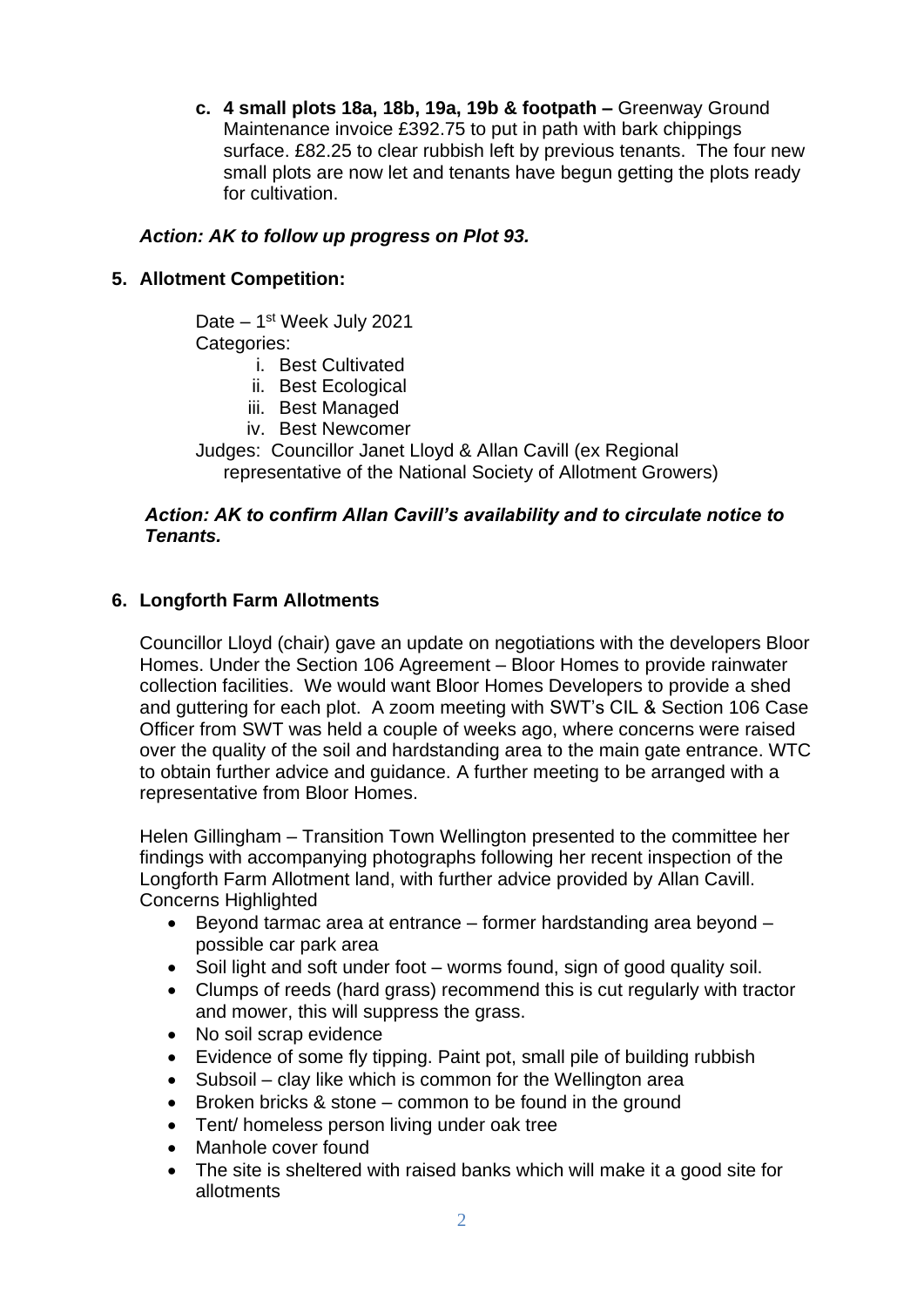c. **4 small plots 18a, 18b, 19a, 19b & footpath –** Greenway Ground Maintenance invoice £392.75 to put in path with bark chippings surface. £82.25 to clear rubbish left by previous tenants. The four new small plots are now let and tenants have begun getting the plots ready for cultivation.

***Action: AK to follow up progress on Plot 93.***

## 5. Allotment Competition:

Date – 1st Week July 2021
Categories:

i. Best Cultivated
ii. Best Ecological
iii. Best Managed
iv. Best Newcomer

Judges: Councillor Janet Lloyd & Allan Cavill (ex Regional representative of the National Society of Allotment Growers)

***Action: AK to confirm Allan Cavill's availability and to circulate notice to Tenants.***

## 6. Longforth Farm Allotments

Councillor Lloyd (chair) gave an update on negotiations with the developers Bloor Homes. Under the Section 106 Agreement – Bloor Homes to provide rainwater collection facilities. We would want Bloor Homes Developers to provide a shed and guttering for each plot. A zoom meeting with SWT's CIL & Section 106 Case Officer from SWT was held a couple of weeks ago, where concerns were raised over the quality of the soil and hardstanding area to the main gate entrance. WTC to obtain further advice and guidance. A further meeting to be arranged with a representative from Bloor Homes.

Helen Gillingham – Transition Town Wellington presented to the committee her findings with accompanying photographs following her recent inspection of the Longforth Farm Allotment land, with further advice provided by Allan Cavill.
Concerns Highlighted

- Beyond tarmac area at entrance – former hardstanding area beyond – possible car park area
- Soil light and soft under foot – worms found, sign of good quality soil.
- Clumps of reeds (hard grass) recommend this is cut regularly with tractor and mower, this will suppress the grass.
- No soil scrap evidence
- Evidence of some fly tipping. Paint pot, small pile of building rubbish
- Subsoil – clay like which is common for the Wellington area
- Broken bricks & stone – common to be found in the ground
- Tent/ homeless person living under oak tree
- Manhole cover found
- The site is sheltered with raised banks which will make it a good site for allotments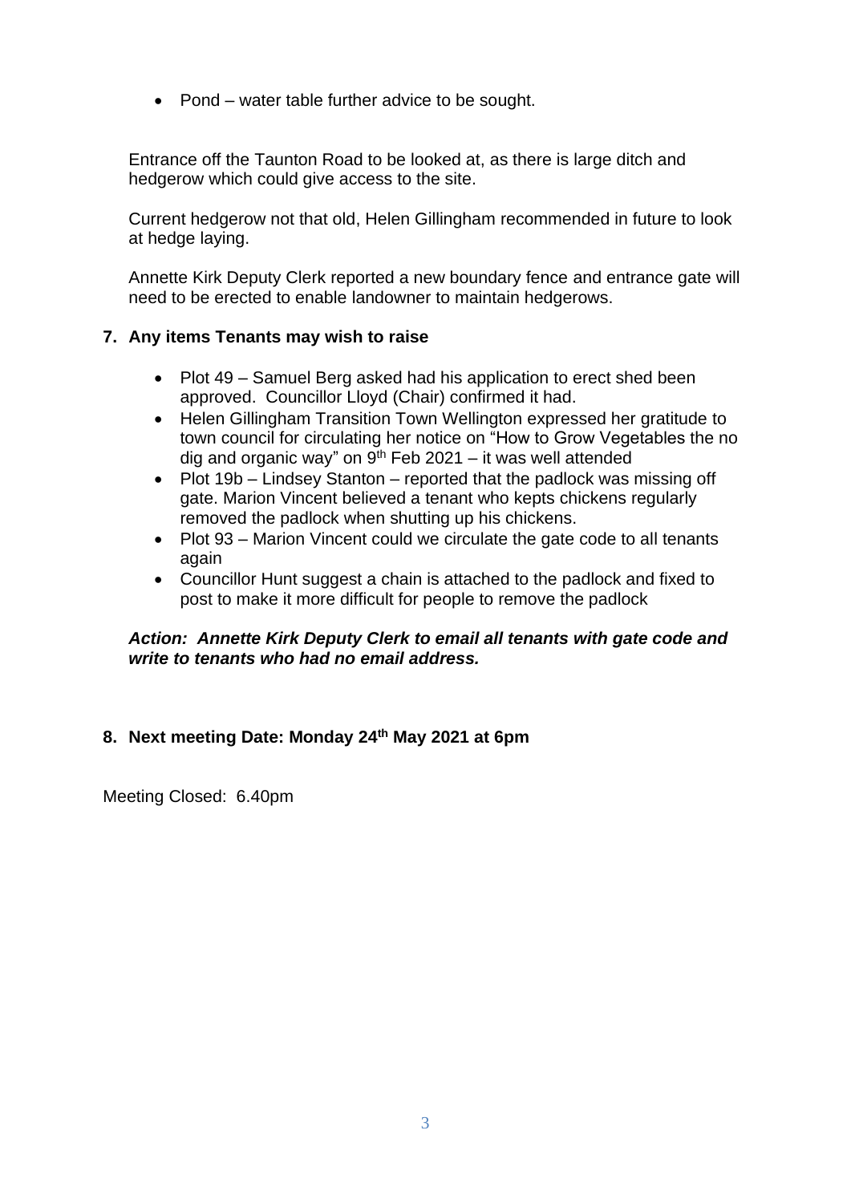- Pond – water table further advice to be sought.

Entrance off the Taunton Road to be looked at, as there is large ditch and hedgerow which could give access to the site.

Current hedgerow not that old, Helen Gillingham recommended in future to look at hedge laying.

Annette Kirk Deputy Clerk reported a new boundary fence and entrance gate will need to be erected to enable landowner to maintain hedgerows.

## 7. Any items Tenants may wish to raise

- Plot 49 – Samuel Berg asked had his application to erect shed been approved. Councillor Lloyd (Chair) confirmed it had.
- Helen Gillingham Transition Town Wellington expressed her gratitude to town council for circulating her notice on "How to Grow Vegetables the no dig and organic way" on 9th Feb 2021 – it was well attended
- Plot 19b – Lindsey Stanton – reported that the padlock was missing off gate. Marion Vincent believed a tenant who kepts chickens regularly removed the padlock when shutting up his chickens.
- Plot 93 – Marion Vincent could we circulate the gate code to all tenants again
- Councillor Hunt suggest a chain is attached to the padlock and fixed to post to make it more difficult for people to remove the padlock

***Action: Annette Kirk Deputy Clerk to email all tenants with gate code and write to tenants who had no email address.***

## 8. Next meeting Date: Monday 24th May 2021 at 6pm

Meeting Closed: 6.40pm